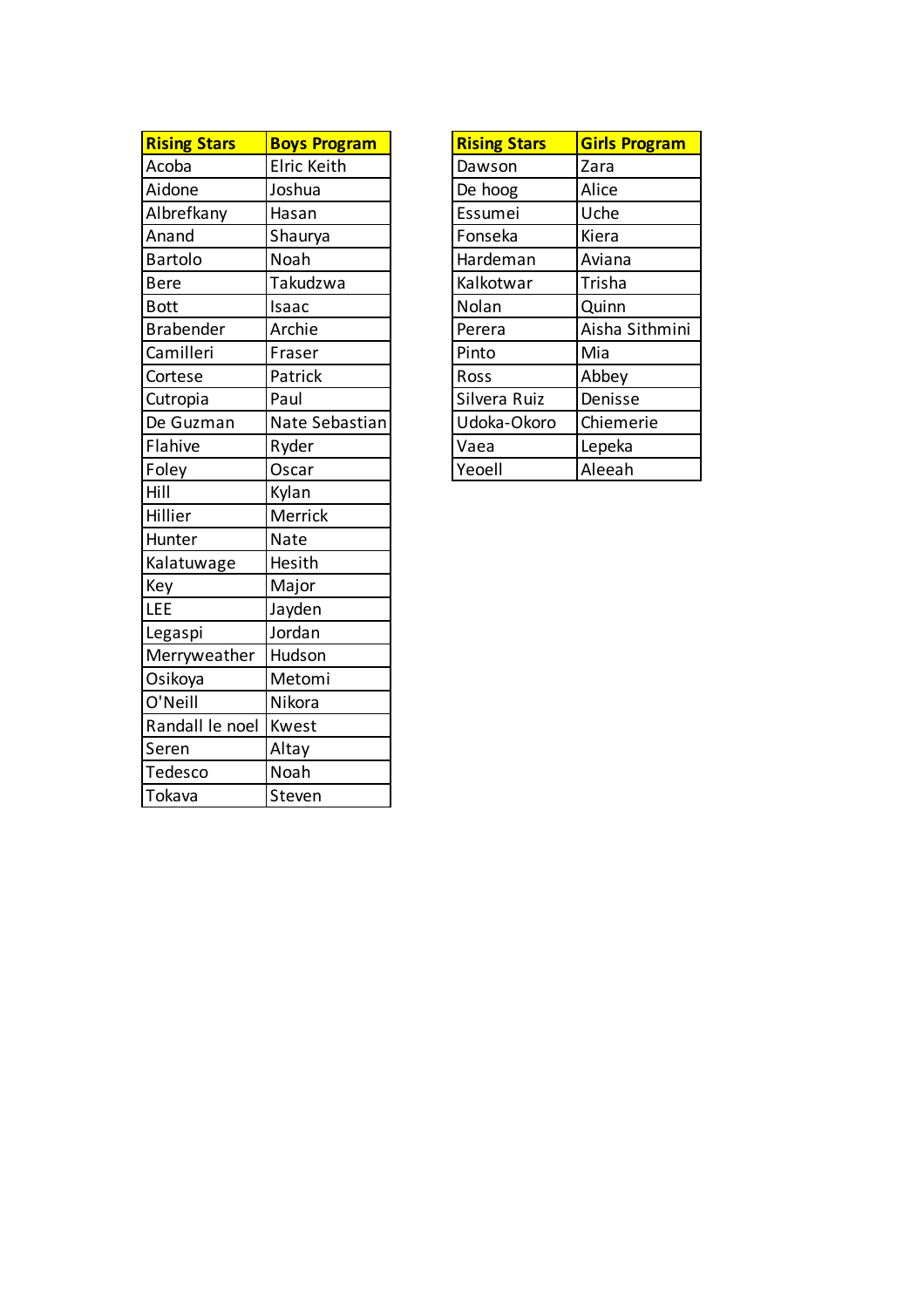| Rising Stars | Boys Program |
|---|---|
| Acoba | Elric Keith |
| Aidone | Joshua |
| Albrefkany | Hasan |
| Anand | Shaurya |
| Bartolo | Noah |
| Bere | Takudzwa |
| Bott | Isaac |
| Brabender | Archie |
| Camilleri | Fraser |
| Cortese | Patrick |
| Cutropia | Paul |
| De Guzman | Nate Sebastian |
| Flahive | Ryder |
| Foley | Oscar |
| Hill | Kylan |
| Hillier | Merrick |
| Hunter | Nate |
| Kalatuwage | Hesith |
| Key | Major |
| LEE | Jayden |
| Legaspi | Jordan |
| Merryweather | Hudson |
| Osikoya | Metomi |
| O'Neill | Nikora |
| Randall le noel | Kwest |
| Seren | Altay |
| Tedesco | Noah |
| Tokava | Steven |

| Rising Stars | Girls Program |
|---|---|
| Dawson | Zara |
| De hoog | Alice |
| Essumei | Uche |
| Fonseka | Kiera |
| Hardeman | Aviana |
| Kalkotwar | Trisha |
| Nolan | Quinn |
| Perera | Aisha Sithmini |
| Pinto | Mia |
| Ross | Abbey |
| Silvera Ruiz | Denisse |
| Udoka-Okoro | Chiemerie |
| Vaea | Lepeka |
| Yeoell | Aleeah |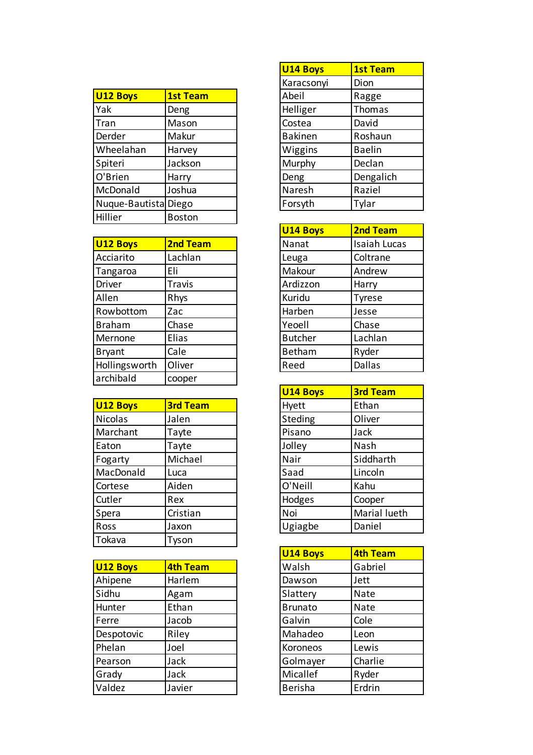| U12 Boys | 1st Team |
| --- | --- |
| Yak | Deng |
| Tran | Mason |
| Derder | Makur |
| Wheelahan | Harvey |
| Spiteri | Jackson |
| O'Brien | Harry |
| McDonald | Joshua |
| Nuque-Bautista | Diego |
| Hillier | Boston |

| U12 Boys | 2nd Team |
| --- | --- |
| Acciarito | Lachlan |
| Tangaroa | Eli |
| Driver | Travis |
| Allen | Rhys |
| Rowbottom | Zac |
| Braham | Chase |
| Mernone | Elias |
| Bryant | Cale |
| Hollingsworth | Oliver |
| archibald | cooper |

| U12 Boys | 3rd Team |
| --- | --- |
| Nicolas | Jalen |
| Marchant | Tayte |
| Eaton | Tayte |
| Fogarty | Michael |
| MacDonald | Luca |
| Cortese | Aiden |
| Cutler | Rex |
| Spera | Cristian |
| Ross | Jaxon |
| Tokava | Tyson |

| U12 Boys | 4th Team |
| --- | --- |
| Ahipene | Harlem |
| Sidhu | Agam |
| Hunter | Ethan |
| Ferre | Jacob |
| Despotovic | Riley |
| Phelan | Joel |
| Pearson | Jack |
| Grady | Jack |
| Valdez | Javier |

| U14 Boys | 1st Team |
| --- | --- |
| Karacsonyi | Dion |
| Abeil | Ragge |
| Helliger | Thomas |
| Costea | David |
| Bakinen | Roshaun |
| Wiggins | Baelin |
| Murphy | Declan |
| Deng | Dengalich |
| Naresh | Raziel |
| Forsyth | Tylar |

| U14 Boys | 2nd Team |
| --- | --- |
| Nanat | Isaiah Lucas |
| Leuga | Coltrane |
| Makour | Andrew |
| Ardizzon | Harry |
| Kuridu | Tyrese |
| Harben | Jesse |
| Yeoell | Chase |
| Butcher | Lachlan |
| Betham | Ryder |
| Reed | Dallas |

| U14 Boys | 3rd Team |
| --- | --- |
| Hyett | Ethan |
| Steding | Oliver |
| Pisano | Jack |
| Jolley | Nash |
| Nair | Siddharth |
| Saad | Lincoln |
| O'Neill | Kahu |
| Hodges | Cooper |
| Noi | Marial lueth |
| Ugiagbe | Daniel |

| U14 Boys | 4th Team |
| --- | --- |
| Walsh | Gabriel |
| Dawson | Jett |
| Slattery | Nate |
| Brunato | Nate |
| Galvin | Cole |
| Mahadeo | Leon |
| Koroneos | Lewis |
| Golmayer | Charlie |
| Micallef | Ryder |
| Berisha | Erdrin |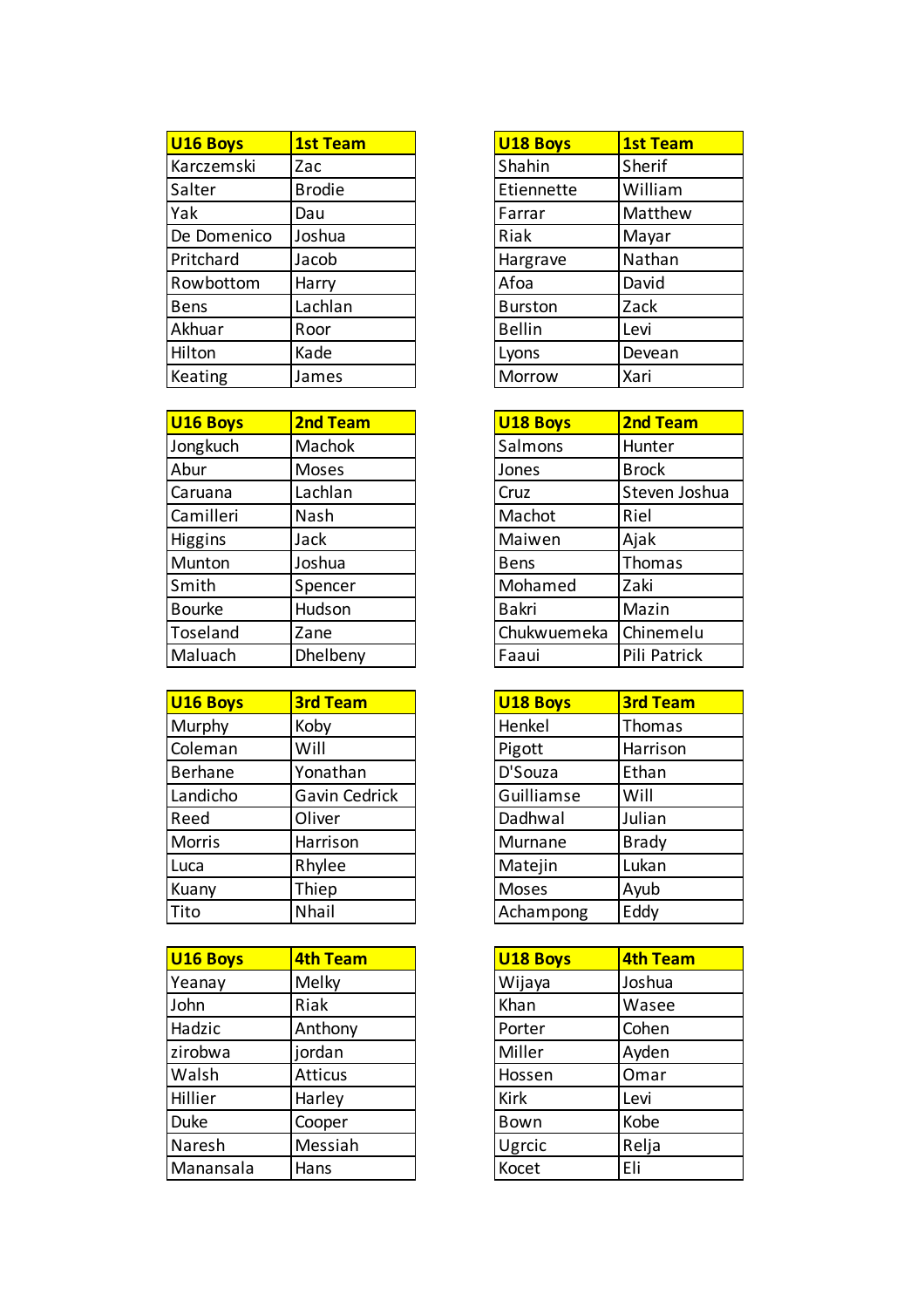| U16 Boys | 1st Team |
|---|---|
| Karczemski | Zac |
| Salter | Brodie |
| Yak | Dau |
| De Domenico | Joshua |
| Pritchard | Jacob |
| Rowbottom | Harry |
| Bens | Lachlan |
| Akhuar | Roor |
| Hilton | Kade |
| Keating | James |

| U16 Boys | 2nd Team |
|---|---|
| Jongkuch | Machok |
| Abur | Moses |
| Caruana | Lachlan |
| Camilleri | Nash |
| Higgins | Jack |
| Munton | Joshua |
| Smith | Spencer |
| Bourke | Hudson |
| Toseland | Zane |
| Maluach | Dhelbeny |

| U16 Boys | 3rd Team |
|---|---|
| Murphy | Koby |
| Coleman | Will |
| Berhane | Yonathan |
| Landicho | Gavin Cedrick |
| Reed | Oliver |
| Morris | Harrison |
| Luca | Rhylee |
| Kuany | Thiep |
| Tito | Nhail |

| U16 Boys | 4th Team |
|---|---|
| Yeanay | Melky |
| John | Riak |
| Hadzic | Anthony |
| zirobwa | jordan |
| Walsh | Atticus |
| Hillier | Harley |
| Duke | Cooper |
| Naresh | Messiah |
| Manansala | Hans |

| U18 Boys | 1st Team |
|---|---|
| Shahin | Sherif |
| Etiennette | William |
| Farrar | Matthew |
| Riak | Mayar |
| Hargrave | Nathan |
| Afoa | David |
| Burston | Zack |
| Bellin | Levi |
| Lyons | Devean |
| Morrow | Xari |

| U18 Boys | 2nd Team |
|---|---|
| Salmons | Hunter |
| Jones | Brock |
| Cruz | Steven Joshua |
| Machot | Riel |
| Maiwen | Ajak |
| Bens | Thomas |
| Mohamed | Zaki |
| Bakri | Mazin |
| Chukwuemeka | Chinemelu |
| Faaui | Pili Patrick |

| U18 Boys | 3rd Team |
|---|---|
| Henkel | Thomas |
| Pigott | Harrison |
| D'Souza | Ethan |
| Guilliamse | Will |
| Dadhwal | Julian |
| Murnane | Brady |
| Matejin | Lukan |
| Moses | Ayub |
| Achampong | Eddy |

| U18 Boys | 4th Team |
|---|---|
| Wijaya | Joshua |
| Khan | Wasee |
| Porter | Cohen |
| Miller | Ayden |
| Hossen | Omar |
| Kirk | Levi |
| Bown | Kobe |
| Ugrcic | Relja |
| Kocet | Eli |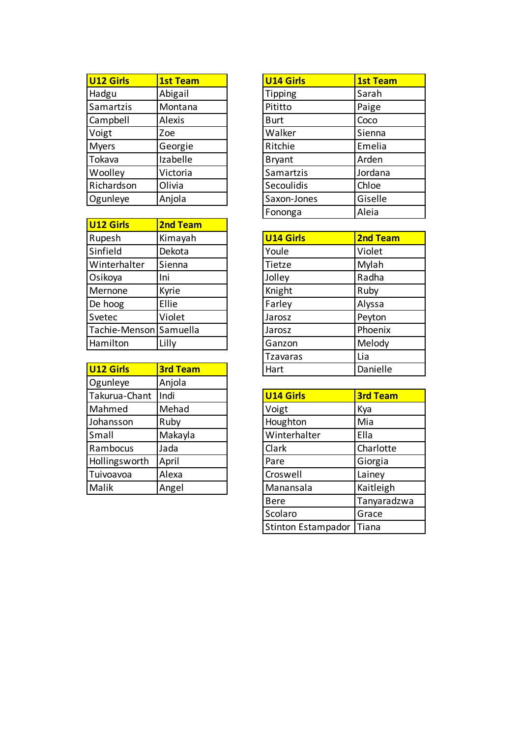| U12 Girls | 1st Team |
| --- | --- |
| Hadgu | Abigail |
| Samartzis | Montana |
| Campbell | Alexis |
| Voigt | Zoe |
| Myers | Georgie |
| Tokava | Izabelle |
| Woolley | Victoria |
| Richardson | Olivia |
| Ogunleye | Anjola |

| U12 Girls | 2nd Team |
| --- | --- |
| Rupesh | Kimayah |
| Sinfield | Dekota |
| Winterhalter | Sienna |
| Osikoya | Ini |
| Mernone | Kyrie |
| De hoog | Ellie |
| Svetec | Violet |
| Tachie-Menson | Samuella |
| Hamilton | Lilly |

| U12 Girls | 3rd Team |
| --- | --- |
| Ogunleye | Anjola |
| Takurua-Chant | Indi |
| Mahmed | Mehad |
| Johansson | Ruby |
| Small | Makayla |
| Rambocus | Jada |
| Hollingsworth | April |
| Tuivoavoa | Alexa |
| Malik | Angel |

| U14 Girls | 1st Team |
| --- | --- |
| Tipping | Sarah |
| Pititto | Paige |
| Burt | Coco |
| Walker | Sienna |
| Ritchie | Emelia |
| Bryant | Arden |
| Samartzis | Jordana |
| Secoulidis | Chloe |
| Saxon-Jones | Giselle |
| Fononga | Aleia |

| U14 Girls | 2nd Team |
| --- | --- |
| Youle | Violet |
| Tietze | Mylah |
| Jolley | Radha |
| Knight | Ruby |
| Farley | Alyssa |
| Jarosz | Peyton |
| Jarosz | Phoenix |
| Ganzon | Melody |
| Tzavaras | Lia |
| Hart | Danielle |

| U14 Girls | 3rd Team |
| --- | --- |
| Voigt | Kya |
| Houghton | Mia |
| Winterhalter | Ella |
| Clark | Charlotte |
| Pare | Giorgia |
| Croswell | Lainey |
| Manansala | Kaitleigh |
| Bere | Tanyaradzwa |
| Scolaro | Grace |
| Stinton Estampador | Tiana |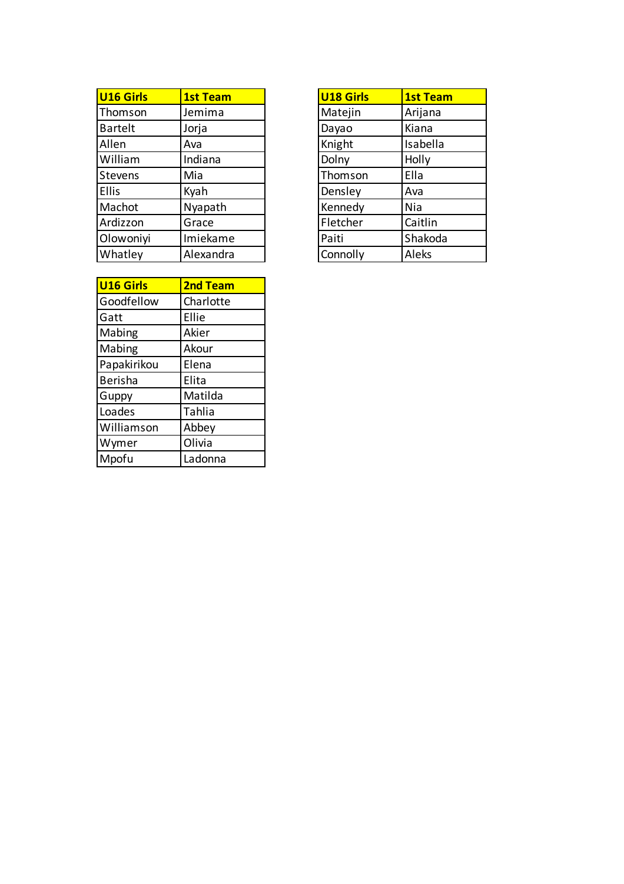| U16 Girls | 1st Team |
| --- | --- |
| Thomson | Jemima |
| Bartelt | Jorja |
| Allen | Ava |
| William | Indiana |
| Stevens | Mia |
| Ellis | Kyah |
| Machot | Nyapath |
| Ardizzon | Grace |
| Olowoniyi | Imiekame |
| Whatley | Alexandra |

| U18 Girls | 1st Team |
| --- | --- |
| Matejin | Arijana |
| Dayao | Kiana |
| Knight | Isabella |
| Dolny | Holly |
| Thomson | Ella |
| Densley | Ava |
| Kennedy | Nia |
| Fletcher | Caitlin |
| Paiti | Shakoda |
| Connolly | Aleks |

| U16 Girls | 2nd Team |
| --- | --- |
| Goodfellow | Charlotte |
| Gatt | Ellie |
| Mabing | Akier |
| Mabing | Akour |
| Papakirikou | Elena |
| Berisha | Elita |
| Guppy | Matilda |
| Loades | Tahlia |
| Williamson | Abbey |
| Wymer | Olivia |
| Mpofu | Ladonna |